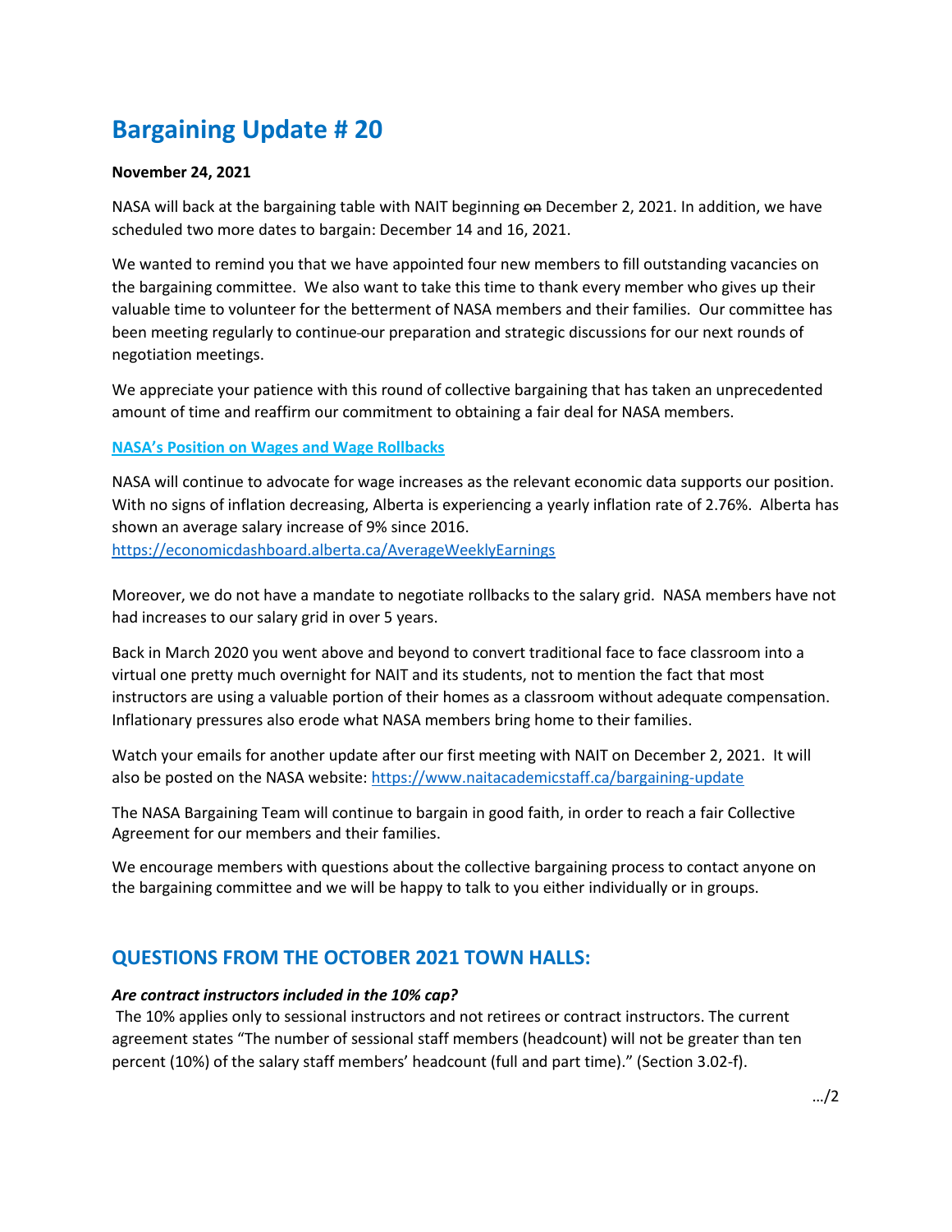# Bargaining Update # 20

**November 24, 2021**

NASA will back at the bargaining table with NAIT beginning ~~on~~ December 2, 2021. In addition, we have scheduled two more dates to bargain: December 14 and 16, 2021.

We wanted to remind you that we have appointed four new members to fill outstanding vacancies on the bargaining committee. We also want to take this time to thank every member who gives up their valuable time to volunteer for the betterment of NASA members and their families. Our committee has been meeting regularly to continue our preparation and strategic discussions for our next rounds of negotiation meetings.

We appreciate your patience with this round of collective bargaining that has taken an unprecedented amount of time and reaffirm our commitment to obtaining a fair deal for NASA members.

**NASA's Position on Wages and Wage Rollbacks**

NASA will continue to advocate for wage increases as the relevant economic data supports our position. With no signs of inflation decreasing, Alberta is experiencing a yearly inflation rate of 2.76%. Alberta has shown an average salary increase of 9% since 2016.
https://economicdashboard.alberta.ca/AverageWeeklyEarnings

Moreover, we do not have a mandate to negotiate rollbacks to the salary grid. NASA members have not had increases to our salary grid in over 5 years.

Back in March 2020 you went above and beyond to convert traditional face to face classroom into a virtual one pretty much overnight for NAIT and its students, not to mention the fact that most instructors are using a valuable portion of their homes as a classroom without adequate compensation. Inflationary pressures also erode what NASA members bring home to their families.

Watch your emails for another update after our first meeting with NAIT on December 2, 2021. It will also be posted on the NASA website: https://www.naitacademicstaff.ca/bargaining-update

The NASA Bargaining Team will continue to bargain in good faith, in order to reach a fair Collective Agreement for our members and their families.

We encourage members with questions about the collective bargaining process to contact anyone on the bargaining committee and we will be happy to talk to you either individually or in groups.

## QUESTIONS FROM THE OCTOBER 2021 TOWN HALLS:

***Are contract instructors included in the 10% cap?***

The 10% applies only to sessional instructors and not retirees or contract instructors. The current agreement states "The number of sessional staff members (headcount) will not be greater than ten percent (10%) of the salary staff members' headcount (full and part time)." (Section 3.02-f).

…/2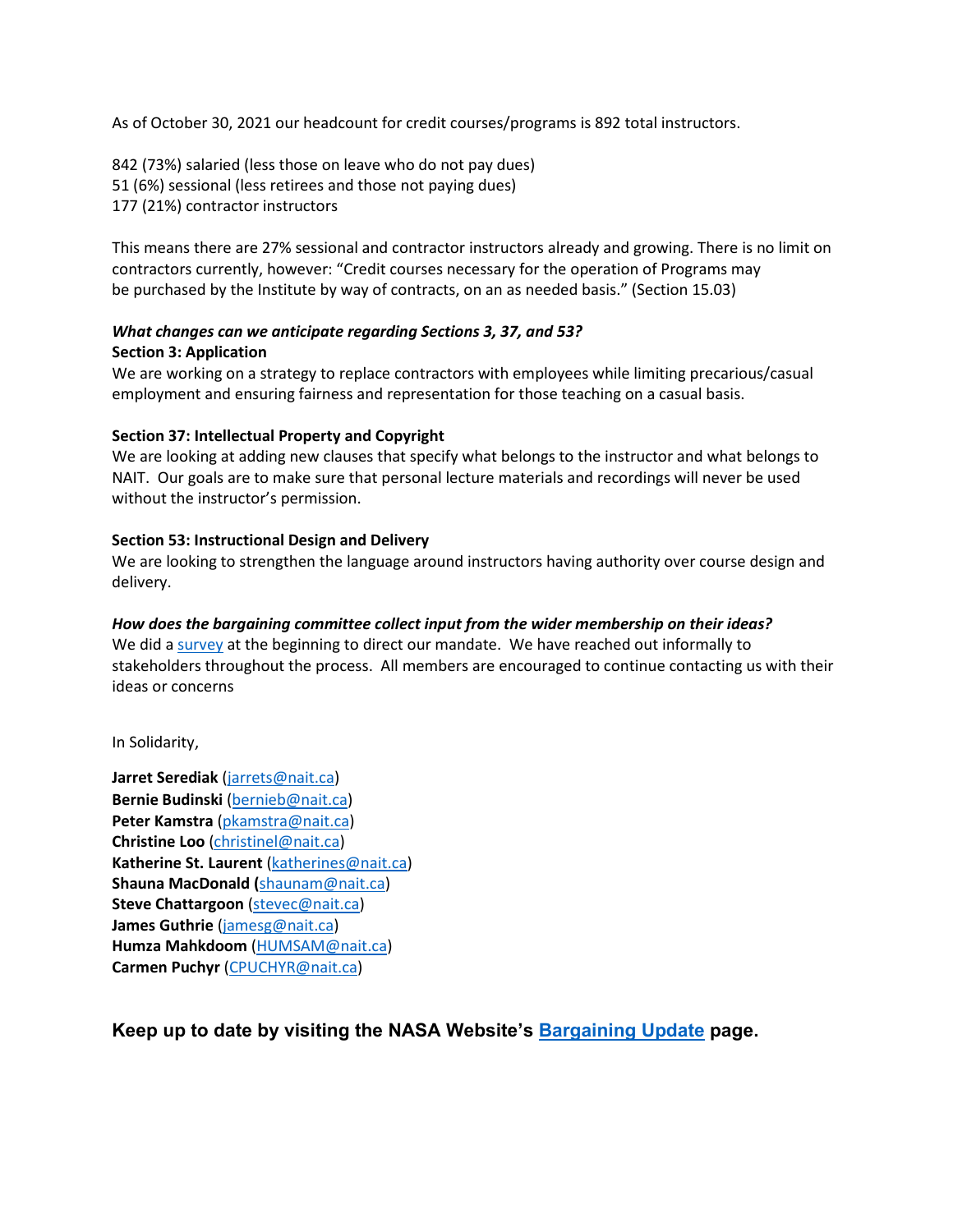As of October 30, 2021 our headcount for credit courses/programs is 892 total instructors.

842 (73%) salaried (less those on leave who do not pay dues)
51 (6%) sessional (less retirees and those not paying dues)
177 (21%) contractor instructors

This means there are 27% sessional and contractor instructors already and growing. There is no limit on contractors currently, however: “Credit courses necessary for the operation of Programs may be purchased by the Institute by way of contracts, on an as needed basis.” (Section 15.03)

***What changes can we anticipate regarding Sections 3, 37, and 53?***

**Section 3: Application**

We are working on a strategy to replace contractors with employees while limiting precarious/casual employment and ensuring fairness and representation for those teaching on a casual basis.

**Section 37: Intellectual Property and Copyright**

We are looking at adding new clauses that specify what belongs to the instructor and what belongs to NAIT. Our goals are to make sure that personal lecture materials and recordings will never be used without the instructor’s permission.

**Section 53: Instructional Design and Delivery**

We are looking to strengthen the language around instructors having authority over course design and delivery.

***How does the bargaining committee collect input from the wider membership on their ideas?***

We did a survey at the beginning to direct our mandate. We have reached out informally to stakeholders throughout the process. All members are encouraged to continue contacting us with their ideas or concerns

In Solidarity,

**Jarret Serediak** (jarrets@nait.ca)
**Bernie Budinski** (bernieb@nait.ca)
**Peter Kamstra** (pkamstra@nait.ca)
**Christine Loo** (christinel@nait.ca)
**Katherine St. Laurent** (katherines@nait.ca)
**Shauna MacDonald** (shaunam@nait.ca)
**Steve Chattargoon** (stevec@nait.ca)
**James Guthrie** (jamesg@nait.ca)
**Humza Mahkdoom** (HUMSAM@nait.ca)
**Carmen Puchyr** (CPUCHYR@nait.ca)

**Keep up to date by visiting the NASA Website’s Bargaining Update page.**